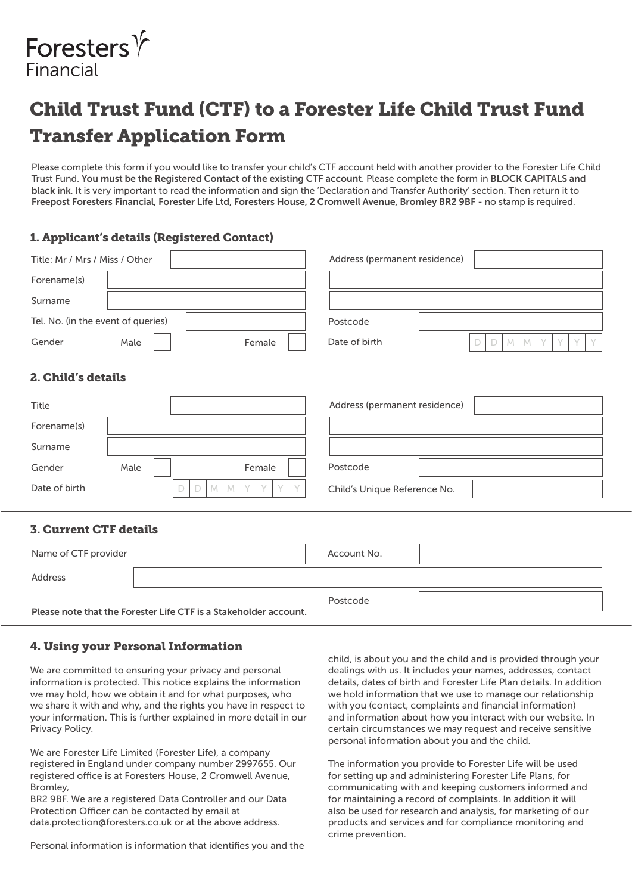Foresters Financial

# Child Trust Fund (CTF) to a Forester Life Child Trust Fund Transfer Application Form

Please complete this form if you would like to transfer your child's CTF account held with another provider to the Forester Life Child Trust Fund. **You must be the Registered Contact of the existing CTF account**. Please complete the form in **BLOCK CAPITALS and black ink**. It is very important to read the information and sign the 'Declaration and Transfer Authority' section. Then return it to **Freepost Foresters Financial, Forester Life Ltd, Foresters House, 2 Cromwell Avenue, Bromley BR2 9BF** - no stamp is required.

## 1. Applicant's details (Registered Contact)

| | |
|---|---|
| Title: Mr / Mrs / Miss / Other | |
| Forename(s) | |
| Surname | |
| Tel. No. (in the event of queries) | |
| Gender | Male ☐ Female ☐ |
| Address (permanent residence) | |
| | |
| | |
| Postcode | |
| Date of birth | D D M M Y Y Y Y |

## 2. Child's details

| | |
|---|---|
| Title | |
| Forename(s) | |
| Surname | |
| Gender | Male ☐ Female ☐ |
| Date of birth | D D M M Y Y Y Y |
| Address (permanent residence) | |
| | |
| | |
| Postcode | |
| Child's Unique Reference No. | |

## 3. Current CTF details

| | |
|---|---|
| Name of CTF provider | |
| Account No. | |
| Address | |
| Postcode | |

**Please note that the Forester Life CTF is a Stakeholder account.**

## 4. Using your Personal Information

We are committed to ensuring your privacy and personal information is protected. This notice explains the information we may hold, how we obtain it and for what purposes, who we share it with and why, and the rights you have in respect to your information. This is further explained in more detail in our Privacy Policy.

We are Forester Life Limited (Forester Life), a company registered in England under company number 2997655. Our registered office is at Foresters House, 2 Cromwell Avenue, Bromley,
BR2 9BF. We are a registered Data Controller and our Data Protection Officer can be contacted by email at data.protection@foresters.co.uk or at the above address.

Personal information is information that identifies you and the child, is about you and the child and is provided through your dealings with us. It includes your names, addresses, contact details, dates of birth and Forester Life Plan details. In addition we hold information that we use to manage our relationship with you (contact, complaints and financial information) and information about how you interact with our website. In certain circumstances we may request and receive sensitive personal information about you and the child.

The information you provide to Forester Life will be used for setting up and administering Forester Life Plans, for communicating with and keeping customers informed and for maintaining a record of complaints. In addition it will also be used for research and analysis, for marketing of our products and services and for compliance monitoring and crime prevention.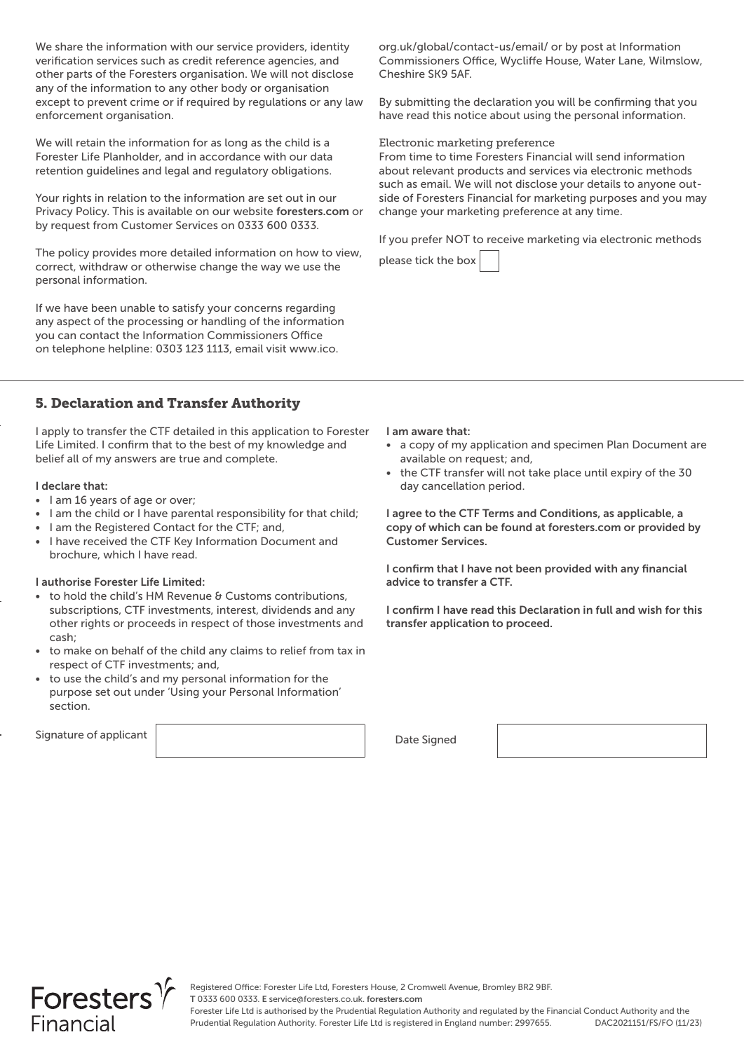We share the information with our service providers, identity verification services such as credit reference agencies, and other parts of the Foresters organisation. We will not disclose any of the information to any other body or organisation except to prevent crime or if required by regulations or any law enforcement organisation.

We will retain the information for as long as the child is a Forester Life Planholder, and in accordance with our data retention guidelines and legal and regulatory obligations.

Your rights in relation to the information are set out in our Privacy Policy. This is available on our website **foresters.com** or by request from Customer Services on 0333 600 0333.

The policy provides more detailed information on how to view, correct, withdraw or otherwise change the way we use the personal information.

If we have been unable to satisfy your concerns regarding any aspect of the processing or handling of the information you can contact the Information Commissioners Office on telephone helpline: 0303 123 1113, email visit www.ico.org.uk/global/contact-us/email/ or by post at Information Commissioners Office, Wycliffe House, Water Lane, Wilmslow, Cheshire SK9 5AF.

By submitting the declaration you will be confirming that you have read this notice about using the personal information.

### Electronic marketing preference

From time to time Foresters Financial will send information about relevant products and services via electronic methods such as email. We will not disclose your details to anyone outside of Foresters Financial for marketing purposes and you may change your marketing preference at any time.

If you prefer NOT to receive marketing via electronic methods please tick the box ☐

## 5. Declaration and Transfer Authority

I apply to transfer the CTF detailed in this application to Forester Life Limited. I confirm that to the best of my knowledge and belief all of my answers are true and complete.

**I declare that:**

- I am 16 years of age or over;
- I am the child or I have parental responsibility for that child;
- I am the Registered Contact for the CTF; and,
- I have received the CTF Key Information Document and brochure, which I have read.

**I authorise Forester Life Limited:**

- to hold the child's HM Revenue & Customs contributions, subscriptions, CTF investments, interest, dividends and any other rights or proceeds in respect of those investments and cash;
- to make on behalf of the child any claims to relief from tax in respect of CTF investments; and,
- to use the child's and my personal information for the purpose set out under 'Using your Personal Information' section.

**I am aware that:**

- a copy of my application and specimen Plan Document are available on request; and,
- the CTF transfer will not take place until expiry of the 30 day cancellation period.

**I agree to the CTF Terms and Conditions, as applicable, a copy of which can be found at foresters.com or provided by Customer Services.**

**I confirm that I have not been provided with any financial advice to transfer a CTF.**

**I confirm I have read this Declaration in full and wish for this transfer application to proceed.**

Signature of applicant ________________ Date Signed ________________

Foresters Financial

Registered Office: Forester Life Ltd, Foresters House, 2 Cromwell Avenue, Bromley BR2 9BF.
**T** 0333 600 0333. **E** service@foresters.co.uk. **foresters.com**
Forester Life Ltd is authorised by the Prudential Regulation Authority and regulated by the Financial Conduct Authority and the Prudential Regulation Authority. Forester Life Ltd is registered in England number: 2997655. DAC2021151/FS/FO (11/23)